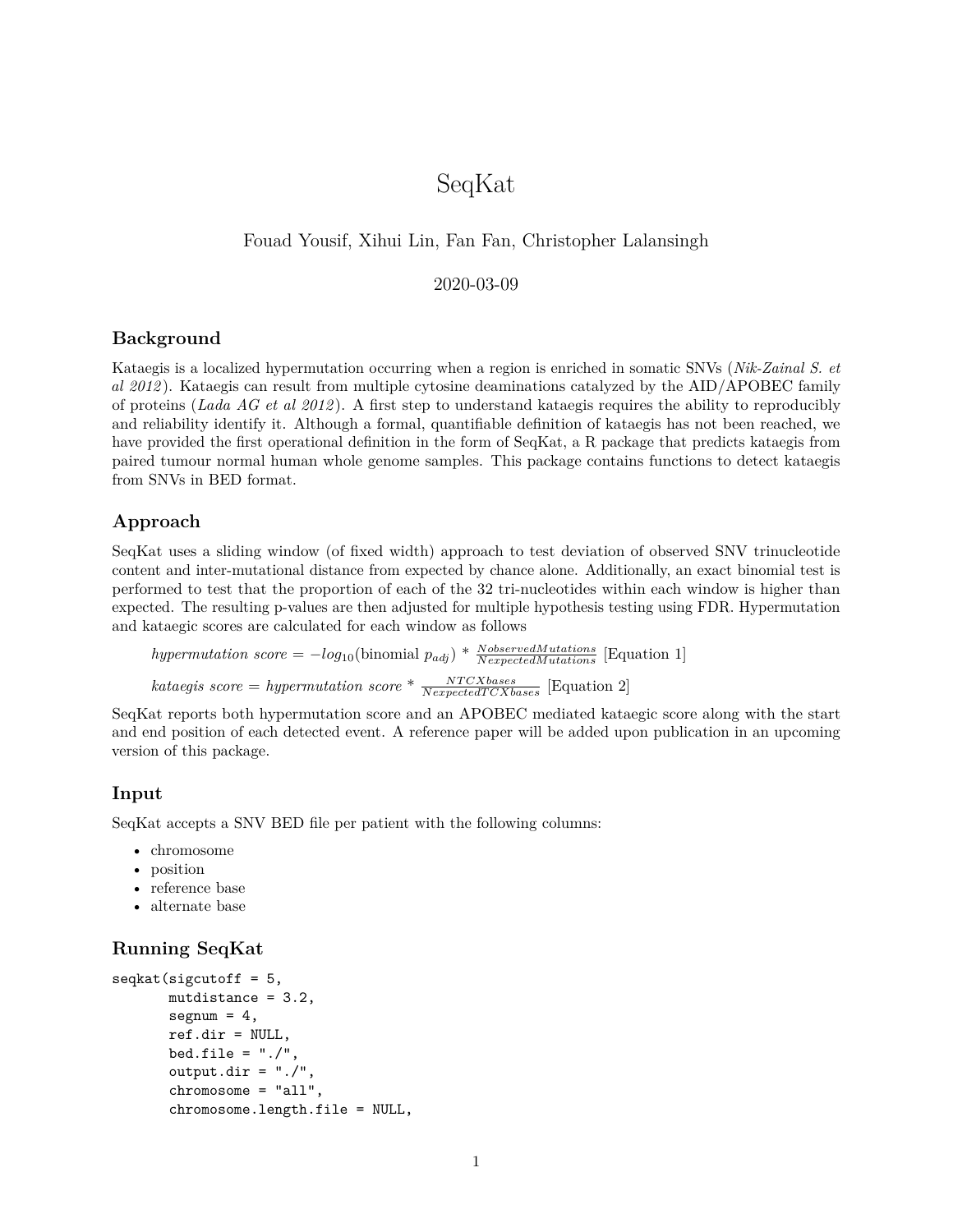# SeqKat

Fouad Yousif, Xihui Lin, Fan Fan, Christopher Lalansingh

2020-03-09

## Background

Kataegis is a localized hypermutation occurring when a region is enriched in somatic SNVs (*Nik-Zainal S. et al 2012*). Kataegis can result from multiple cytosine deaminations catalyzed by the AID/APOBEC family of proteins (*Lada AG et al 2012*). A first step to understand kataegis requires the ability to reproducibly and reliability identify it. Although a formal, quantifiable definition of kataegis has not been reached, we have provided the first operational definition in the form of SeqKat, a R package that predicts kataegis from paired tumour normal human whole genome samples. This package contains functions to detect kataegis from SNVs in BED format.

## Approach

SeqKat uses a sliding window (of fixed width) approach to test deviation of observed SNV trinucleotide content and inter-mutational distance from expected by chance alone. Additionally, an exact binomial test is performed to test that the proportion of each of the 32 tri-nucleotides within each window is higher than expected. The resulting p-values are then adjusted for multiple hypothesis testing using FDR. Hypermutation and kataegic scores are calculated for each window as follows

$hypermutation\ score = -log_{10}(\text{binomial } p_{adj}) * \frac{NobservedMutations}{NexpectedMutations}$ [Equation 1]

$kataegis\ score = hypermutation\ score * \frac{NTCXbases}{NexpectedTCXbases}$ [Equation 2]

SeqKat reports both hypermutation score and an APOBEC mediated kataegic score along with the start and end position of each detected event. A reference paper will be added upon publication in an upcoming version of this package.

## Input

SeqKat accepts a SNV BED file per patient with the following columns:

- chromosome
- position
- reference base
- alternate base

## Running SeqKat

```
seqkat(sigcutoff = 5,
       mutdistance = 3.2,
       segnum = 4,
       ref.dir = NULL,
       bed.file = "./",
       output.dir = "./",
       chromosome = "all",
       chromosome.length.file = NULL,
```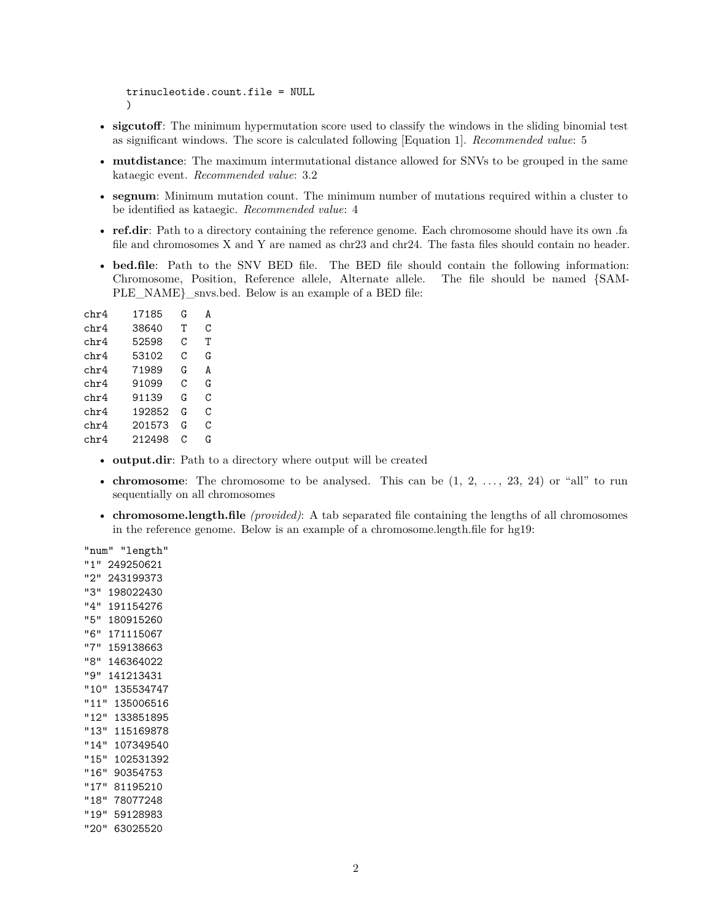```
trinucleotide.count.file = NULL
)
```

- **sigcutoff**: The minimum hypermutation score used to classify the windows in the sliding binomial test as significant windows. The score is calculated following [Equation 1]. *Recommended value*: 5
- **mutdistance**: The maximum intermutational distance allowed for SNVs to be grouped in the same kataegic event. *Recommended value*: 3.2
- **segnum**: Minimum mutation count. The minimum number of mutations required within a cluster to be identified as kataegic. *Recommended value*: 4
- **ref.dir**: Path to a directory containing the reference genome. Each chromosome should have its own .fa file and chromosomes X and Y are named as chr23 and chr24. The fasta files should contain no header.
- **bed.file**: Path to the SNV BED file. The BED file should contain the following information: Chromosome, Position, Reference allele, Alternate allele. The file should be named {SAMPLE_NAME}_snvs.bed. Below is an example of a BED file:

```
chr4    17185   G   A
chr4    38640   T   C
chr4    52598   C   T
chr4    53102   C   G
chr4    71989   G   A
chr4    91099   C   G
chr4    91139   G   C
chr4    192852  G   C
chr4    201573  G   C
chr4    212498  C   G
```

- **output.dir**: Path to a directory where output will be created
- **chromosome**: The chromosome to be analysed. This can be (1, 2, ..., 23, 24) or "all" to run sequentially on all chromosomes
- **chromosome.length.file** *(provided)*: A tab separated file containing the lengths of all chromosomes in the reference genome. Below is an example of a chromosome.length.file for hg19:

```
"num" "length"
"1" 249250621
"2" 243199373
"3" 198022430
"4" 191154276
"5" 180915260
"6" 171115067
"7" 159138663
"8" 146364022
"9" 141213431
"10" 135534747
"11" 135006516
"12" 133851895
"13" 115169878
"14" 107349540
"15" 102531392
"16" 90354753
"17" 81195210
"18" 78077248
"19" 59128983
"20" 63025520
```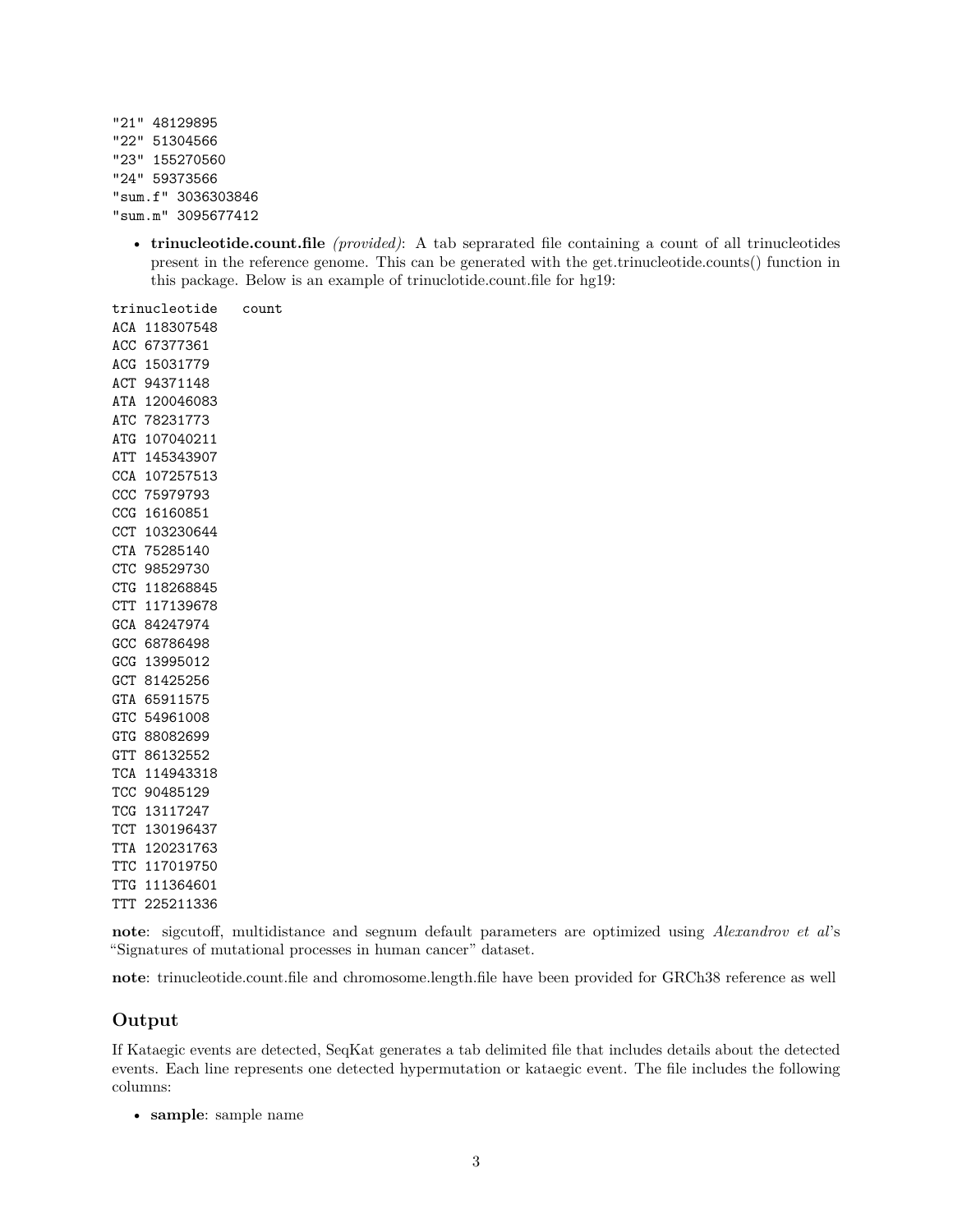```
"21" 48129895
"22" 51304566
"23" 155270560
"24" 59373566
"sum.f" 3036303846
"sum.m" 3095677412
```

- **trinucleotide.count.file** *(provided)*: A tab seprarated file containing a count of all trinucleotides present in the reference genome. This can be generated with the get.trinucleotide.counts() function in this package. Below is an example of trinuclotide.count.file for hg19:

```
trinucleotide   count
ACA 118307548
ACC 67377361
ACG 15031779
ACT 94371148
ATA 120046083
ATC 78231773
ATG 107040211
ATT 145343907
CCA 107257513
CCC 75979793
CCG 16160851
CCT 103230644
CTA 75285140
CTC 98529730
CTG 118268845
CTT 117139678
GCA 84247974
GCC 68786498
GCG 13995012
GCT 81425256
GTA 65911575
GTC 54961008
GTG 88082699
GTT 86132552
TCA 114943318
TCC 90485129
TCG 13117247
TCT 130196437
TTA 120231763
TTC 117019750
TTG 111364601
TTT 225211336
```

**note**: sigcutoff, multidistance and segnum default parameters are optimized using *Alexandrov et al*'s "Signatures of mutational processes in human cancer" dataset.

**note**: trinucleotide.count.file and chromosome.length.file have been provided for GRCh38 reference as well

## Output

If Kataegic events are detected, SeqKat generates a tab delimited file that includes details about the detected events. Each line represents one detected hypermutation or kataegic event. The file includes the following columns:

- **sample**: sample name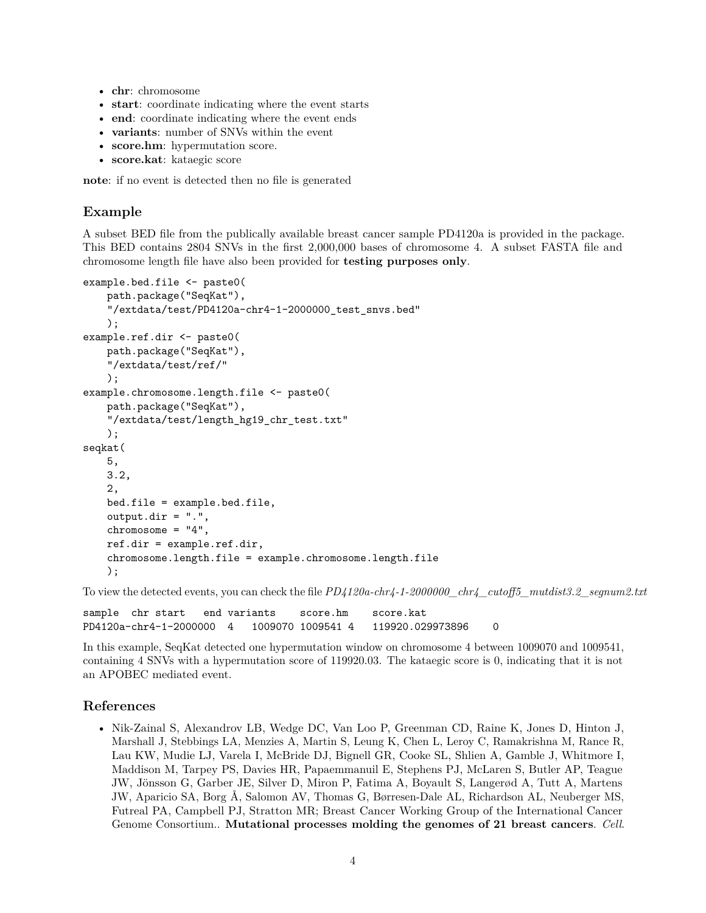- **chr**: chromosome
- **start**: coordinate indicating where the event starts
- **end**: coordinate indicating where the event ends
- **variants**: number of SNVs within the event
- **score.hm**: hypermutation score.
- **score.kat**: kataegic score

**note**: if no event is detected then no file is generated

## Example

A subset BED file from the publically available breast cancer sample PD4120a is provided in the package. This BED contains 2804 SNVs in the first 2,000,000 bases of chromosome 4. A subset FASTA file and chromosome length file have also been provided for **testing purposes only**.

```
example.bed.file <- paste0(
    path.package("SeqKat"),
    "/extdata/test/PD4120a-chr4-1-2000000_test_snvs.bed"
    );
example.ref.dir <- paste0(
    path.package("SeqKat"),
    "/extdata/test/ref/"
    );
example.chromosome.length.file <- paste0(
    path.package("SeqKat"),
    "/extdata/test/length_hg19_chr_test.txt"
    );
seqkat(
    5,
    3.2,
    2,
    bed.file = example.bed.file,
    output.dir = ".",
    chromosome = "4",
    ref.dir = example.ref.dir,
    chromosome.length.file = example.chromosome.length.file
    );
```

To view the detected events, you can check the file *PD4120a-chr4-1-2000000_chr4_cutoff5_mutdist3.2_segnum2.txt*

```
sample  chr start   end variants    score.hm    score.kat
PD4120a-chr4-1-2000000  4   1009070 1009541 4   119920.029973896    0
```

In this example, SeqKat detected one hypermutation window on chromosome 4 between 1009070 and 1009541, containing 4 SNVs with a hypermutation score of 119920.03. The kataegic score is 0, indicating that it is not an APOBEC mediated event.

## References

- Nik-Zainal S, Alexandrov LB, Wedge DC, Van Loo P, Greenman CD, Raine K, Jones D, Hinton J, Marshall J, Stebbings LA, Menzies A, Martin S, Leung K, Chen L, Leroy C, Ramakrishna M, Rance R, Lau KW, Mudie LJ, Varela I, McBride DJ, Bignell GR, Cooke SL, Shlien A, Gamble J, Whitmore I, Maddison M, Tarpey PS, Davies HR, Papaemmanuil E, Stephens PJ, McLaren S, Butler AP, Teague JW, Jönsson G, Garber JE, Silver D, Miron P, Fatima A, Boyault S, Langerød A, Tutt A, Martens JW, Aparicio SA, Borg Å, Salomon AV, Thomas G, Børresen-Dale AL, Richardson AL, Neuberger MS, Futreal PA, Campbell PJ, Stratton MR; Breast Cancer Working Group of the International Cancer Genome Consortium.. **Mutational processes molding the genomes of 21 breast cancers**. *Cell*.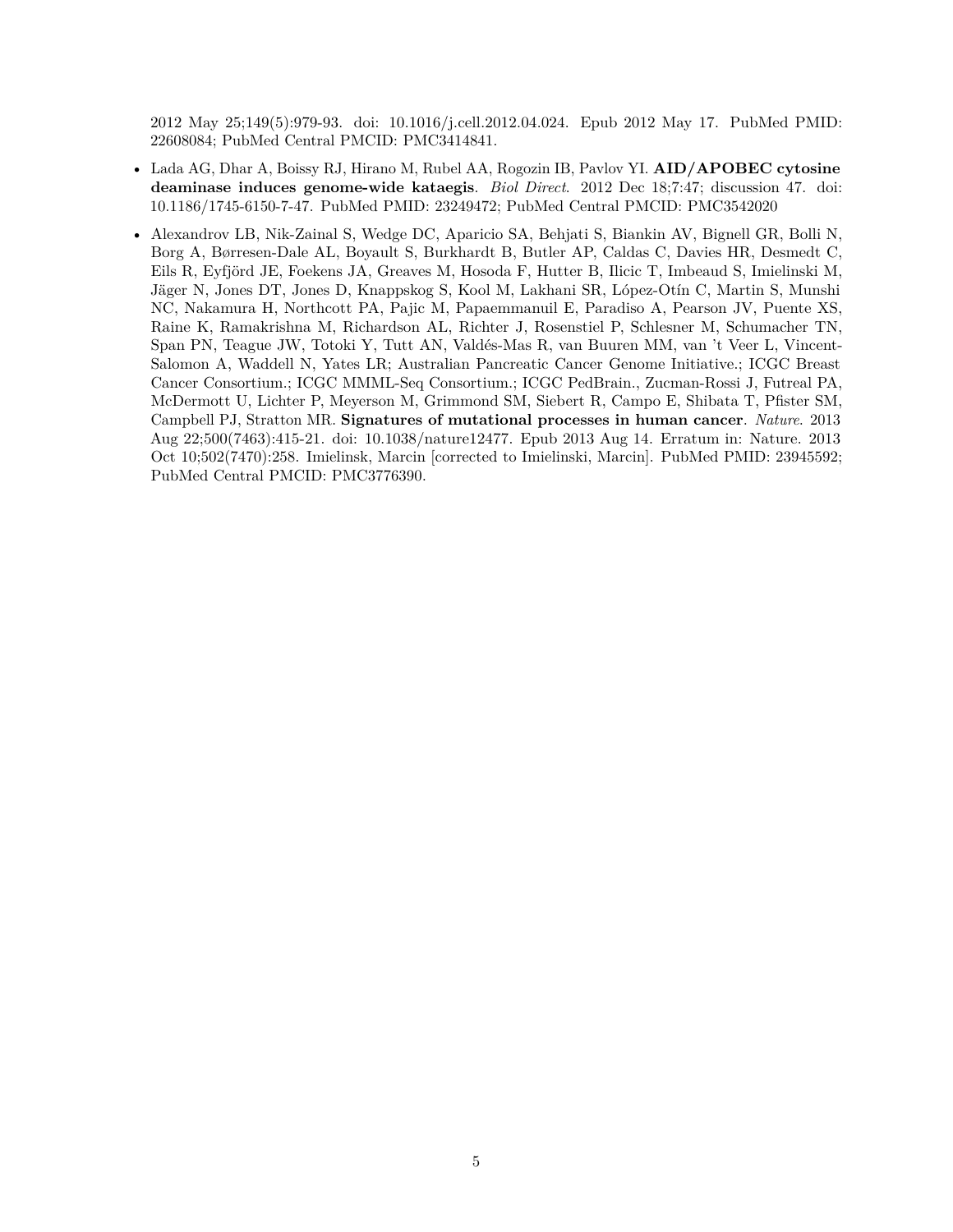2012 May 25;149(5):979-93. doi: 10.1016/j.cell.2012.04.024. Epub 2012 May 17. PubMed PMID: 22608084; PubMed Central PMCID: PMC3414841.

- Lada AG, Dhar A, Boissy RJ, Hirano M, Rubel AA, Rogozin IB, Pavlov YI. **AID/APOBEC cytosine deaminase induces genome-wide kataegis**. *Biol Direct.* 2012 Dec 18;7:47; discussion 47. doi: 10.1186/1745-6150-7-47. PubMed PMID: 23249472; PubMed Central PMCID: PMC3542020

- Alexandrov LB, Nik-Zainal S, Wedge DC, Aparicio SA, Behjati S, Biankin AV, Bignell GR, Bolli N, Borg A, Børresen-Dale AL, Boyault S, Burkhardt B, Butler AP, Caldas C, Davies HR, Desmedt C, Eils R, Eyfjörd JE, Foekens JA, Greaves M, Hosoda F, Hutter B, Ilicic T, Imbeaud S, Imielinski M, Jäger N, Jones DT, Jones D, Knappskog S, Kool M, Lakhani SR, López-Otín C, Martin S, Munshi NC, Nakamura H, Northcott PA, Pajic M, Papaemmanuil E, Paradiso A, Pearson JV, Puente XS, Raine K, Ramakrishna M, Richardson AL, Richter J, Rosenstiel P, Schlesner M, Schumacher TN, Span PN, Teague JW, Totoki Y, Tutt AN, Valdés-Mas R, van Buuren MM, van 't Veer L, Vincent-Salomon A, Waddell N, Yates LR; Australian Pancreatic Cancer Genome Initiative.; ICGC Breast Cancer Consortium.; ICGC MMML-Seq Consortium.; ICGC PedBrain., Zucman-Rossi J, Futreal PA, McDermott U, Lichter P, Meyerson M, Grimmond SM, Siebert R, Campo E, Shibata T, Pfister SM, Campbell PJ, Stratton MR. **Signatures of mutational processes in human cancer**. *Nature.* 2013 Aug 22;500(7463):415-21. doi: 10.1038/nature12477. Epub 2013 Aug 14. Erratum in: Nature. 2013 Oct 10;502(7470):258. Imielinsk, Marcin [corrected to Imielinski, Marcin]. PubMed PMID: 23945592; PubMed Central PMCID: PMC3776390.